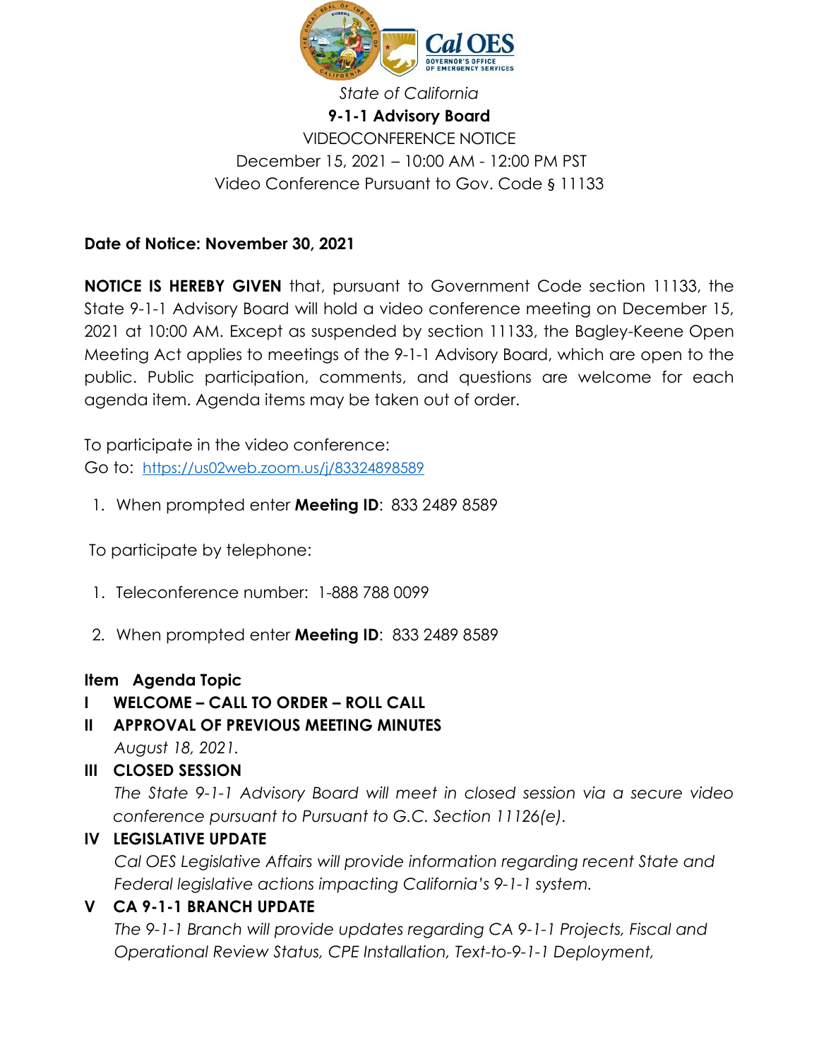State of California

**9-1-1 Advisory Board**

VIDEOCONFERENCE NOTICE

December 15, 2021 – 10:00 AM - 12:00 PM PST

Video Conference Pursuant to Gov. Code § 11133

**Date of Notice: November 30, 2021**

**NOTICE IS HEREBY GIVEN** that, pursuant to Government Code section 11133, the State 9-1-1 Advisory Board will hold a video conference meeting on December 15, 2021 at 10:00 AM. Except as suspended by section 11133, the Bagley-Keene Open Meeting Act applies to meetings of the 9-1-1 Advisory Board, which are open to the public. Public participation, comments, and questions are welcome for each agenda item. Agenda items may be taken out of order.

To participate in the video conference:
Go to: https://us02web.zoom.us/j/83324898589

1. When prompted enter **Meeting ID**: 833 2489 8589

To participate by telephone:

1. Teleconference number: 1-888 788 0099
2. When prompted enter **Meeting ID**: 833 2489 8589

**Item Agenda Topic**

**I WELCOME – CALL TO ORDER – ROLL CALL**

**II APPROVAL OF PREVIOUS MEETING MINUTES**

*August 18, 2021.*

**III CLOSED SESSION**

*The State 9-1-1 Advisory Board will meet in closed session via a secure video conference pursuant to Pursuant to G.C. Section 11126(e).*

**IV LEGISLATIVE UPDATE**

*Cal OES Legislative Affairs will provide information regarding recent State and Federal legislative actions impacting California's 9-1-1 system.*

**V CA 9-1-1 BRANCH UPDATE**

*The 9-1-1 Branch will provide updates regarding CA 9-1-1 Projects, Fiscal and Operational Review Status, CPE Installation, Text-to-9-1-1 Deployment,*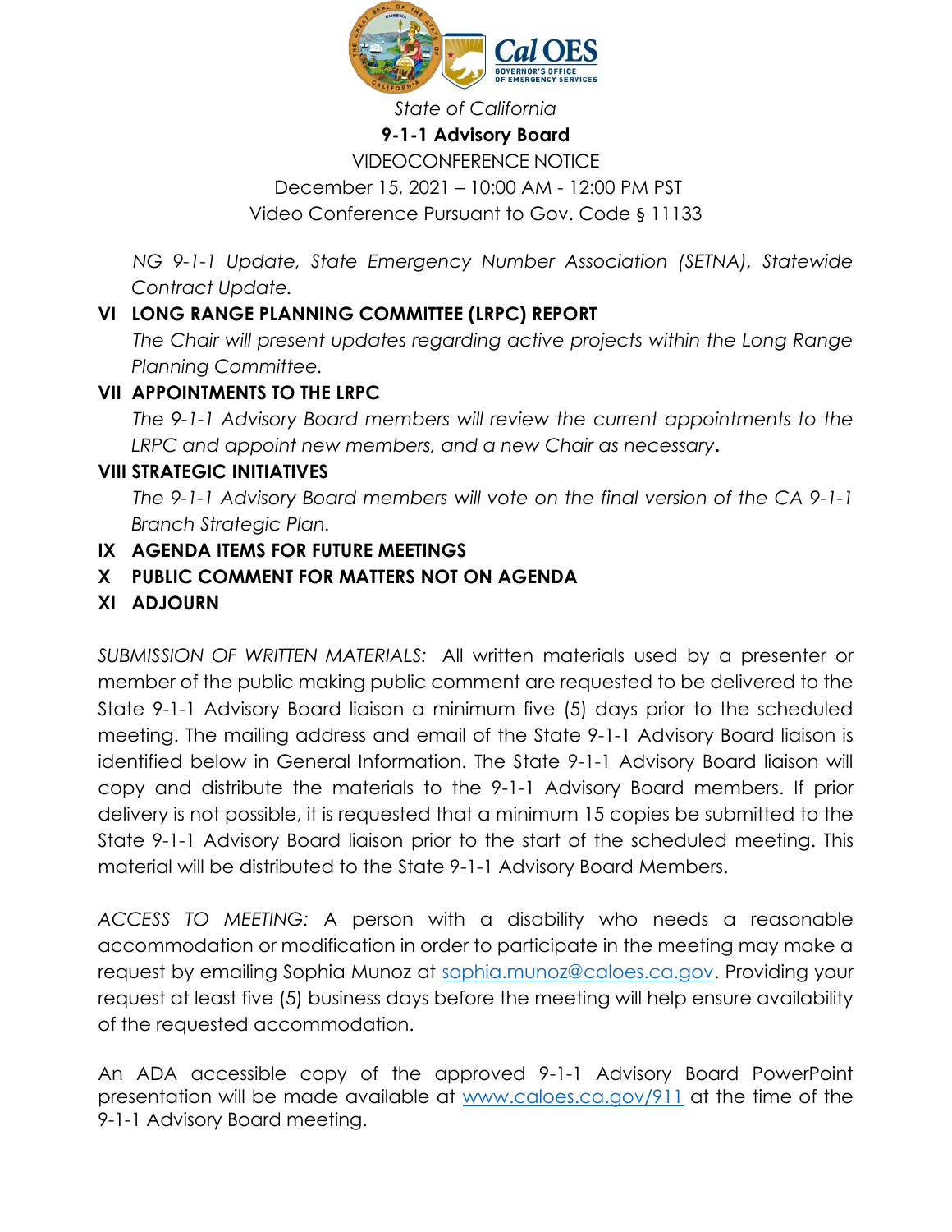State of California

**9-1-1 Advisory Board**

VIDEOCONFERENCE NOTICE

December 15, 2021 – 10:00 AM - 12:00 PM PST

Video Conference Pursuant to Gov. Code § 11133

*NG 9-1-1 Update, State Emergency Number Association (SETNA), Statewide Contract Update.*

**VI LONG RANGE PLANNING COMMITTEE (LRPC) REPORT**

*The Chair will present updates regarding active projects within the Long Range Planning Committee.*

**VII APPOINTMENTS TO THE LRPC**

*The 9-1-1 Advisory Board members will review the current appointments to the LRPC and appoint new members, and a new Chair as necessary*.

**VIII STRATEGIC INITIATIVES**

*The 9-1-1 Advisory Board members will vote on the final version of the CA 9-1-1 Branch Strategic Plan.*

**IX AGENDA ITEMS FOR FUTURE MEETINGS**

**X PUBLIC COMMENT FOR MATTERS NOT ON AGENDA**

**XI ADJOURN**

*SUBMISSION OF WRITTEN MATERIALS:* All written materials used by a presenter or member of the public making public comment are requested to be delivered to the State 9-1-1 Advisory Board liaison a minimum five (5) days prior to the scheduled meeting. The mailing address and email of the State 9-1-1 Advisory Board liaison is identified below in General Information. The State 9-1-1 Advisory Board liaison will copy and distribute the materials to the 9-1-1 Advisory Board members. If prior delivery is not possible, it is requested that a minimum 15 copies be submitted to the State 9-1-1 Advisory Board liaison prior to the start of the scheduled meeting. This material will be distributed to the State 9-1-1 Advisory Board Members.

*ACCESS TO MEETING:* A person with a disability who needs a reasonable accommodation or modification in order to participate in the meeting may make a request by emailing Sophia Munoz at sophia.munoz@caloes.ca.gov. Providing your request at least five (5) business days before the meeting will help ensure availability of the requested accommodation.

An ADA accessible copy of the approved 9-1-1 Advisory Board PowerPoint presentation will be made available at www.caloes.ca.gov/911 at the time of the 9-1-1 Advisory Board meeting.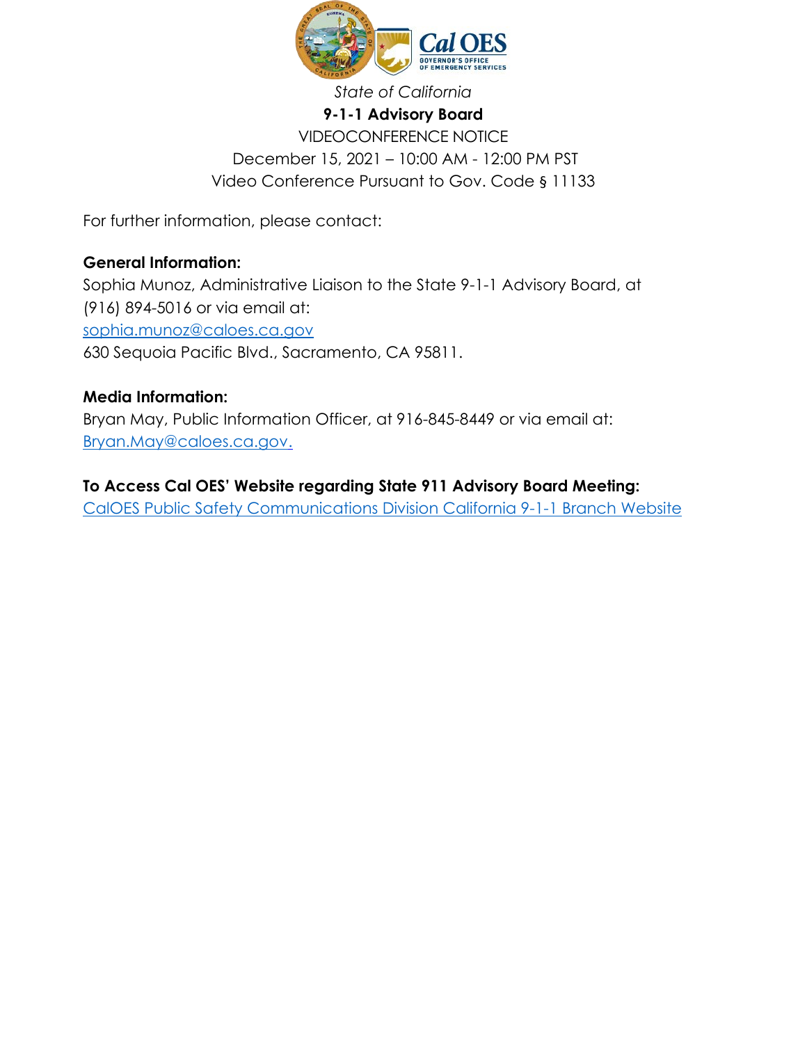*State of California*

**9-1-1 Advisory Board**

VIDEOCONFERENCE NOTICE

December 15, 2021 – 10:00 AM - 12:00 PM PST

Video Conference Pursuant to Gov. Code § 11133

For further information, please contact:

**General Information:**

Sophia Munoz, Administrative Liaison to the State 9-1-1 Advisory Board, at (916) 894-5016 or via email at:
sophia.munoz@caloes.ca.gov
630 Sequoia Pacific Blvd., Sacramento, CA 95811.

**Media Information:**

Bryan May, Public Information Officer, at 916-845-8449 or via email at:
Bryan.May@caloes.ca.gov.

**To Access Cal OES' Website regarding State 911 Advisory Board Meeting:**

CalOES Public Safety Communications Division California 9-1-1 Branch Website